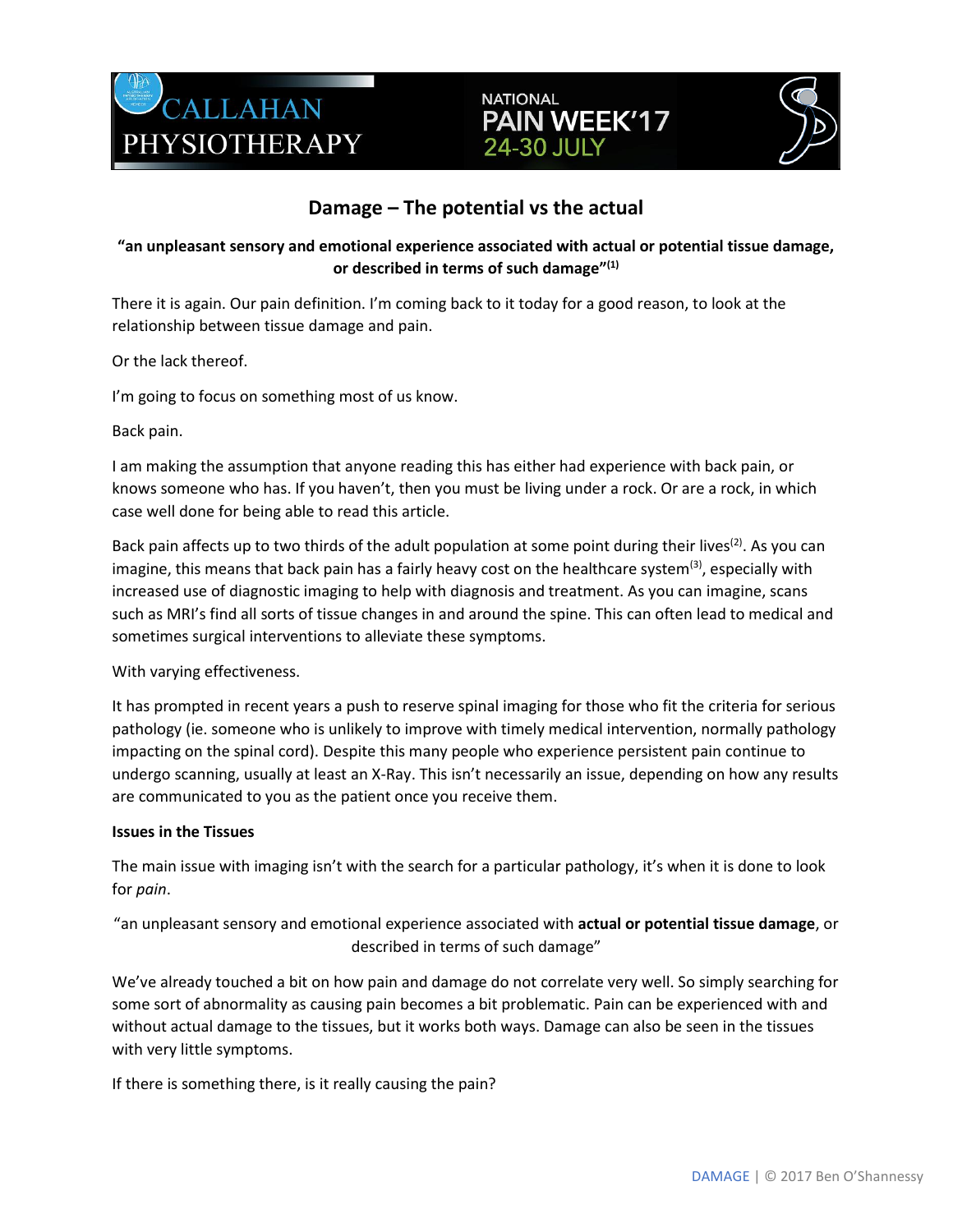# Damage – The potential vs the actual

**"an unpleasant sensory and emotional experience associated with actual or potential tissue damage, or described in terms of such damage"[1]**

There it is again. Our pain definition. I'm coming back to it today for a good reason, to look at the relationship between tissue damage and pain.

Or the lack thereof.

I'm going to focus on something most of us know.

Back pain.

I am making the assumption that anyone reading this has either had experience with back pain, or knows someone who has. If you haven't, then you must be living under a rock. Or are a rock, in which case well done for being able to read this article.

Back pain affects up to two thirds of the adult population at some point during their lives[2]. As you can imagine, this means that back pain has a fairly heavy cost on the healthcare system[3], especially with increased use of diagnostic imaging to help with diagnosis and treatment. As you can imagine, scans such as MRI's find all sorts of tissue changes in and around the spine. This can often lead to medical and sometimes surgical interventions to alleviate these symptoms.

With varying effectiveness.

It has prompted in recent years a push to reserve spinal imaging for those who fit the criteria for serious pathology (ie. someone who is unlikely to improve with timely medical intervention, normally pathology impacting on the spinal cord). Despite this many people who experience persistent pain continue to undergo scanning, usually at least an X-Ray. This isn't necessarily an issue, depending on how any results are communicated to you as the patient once you receive them.

**Issues in the Tissues**

The main issue with imaging isn't with the search for a particular pathology, it's when it is done to look for *pain*.

"an unpleasant sensory and emotional experience associated with **actual or potential tissue damage**, or described in terms of such damage"

We've already touched a bit on how pain and damage do not correlate very well. So simply searching for some sort of abnormality as causing pain becomes a bit problematic. Pain can be experienced with and without actual damage to the tissues, but it works both ways. Damage can also be seen in the tissues with very little symptoms.

If there is something there, is it really causing the pain?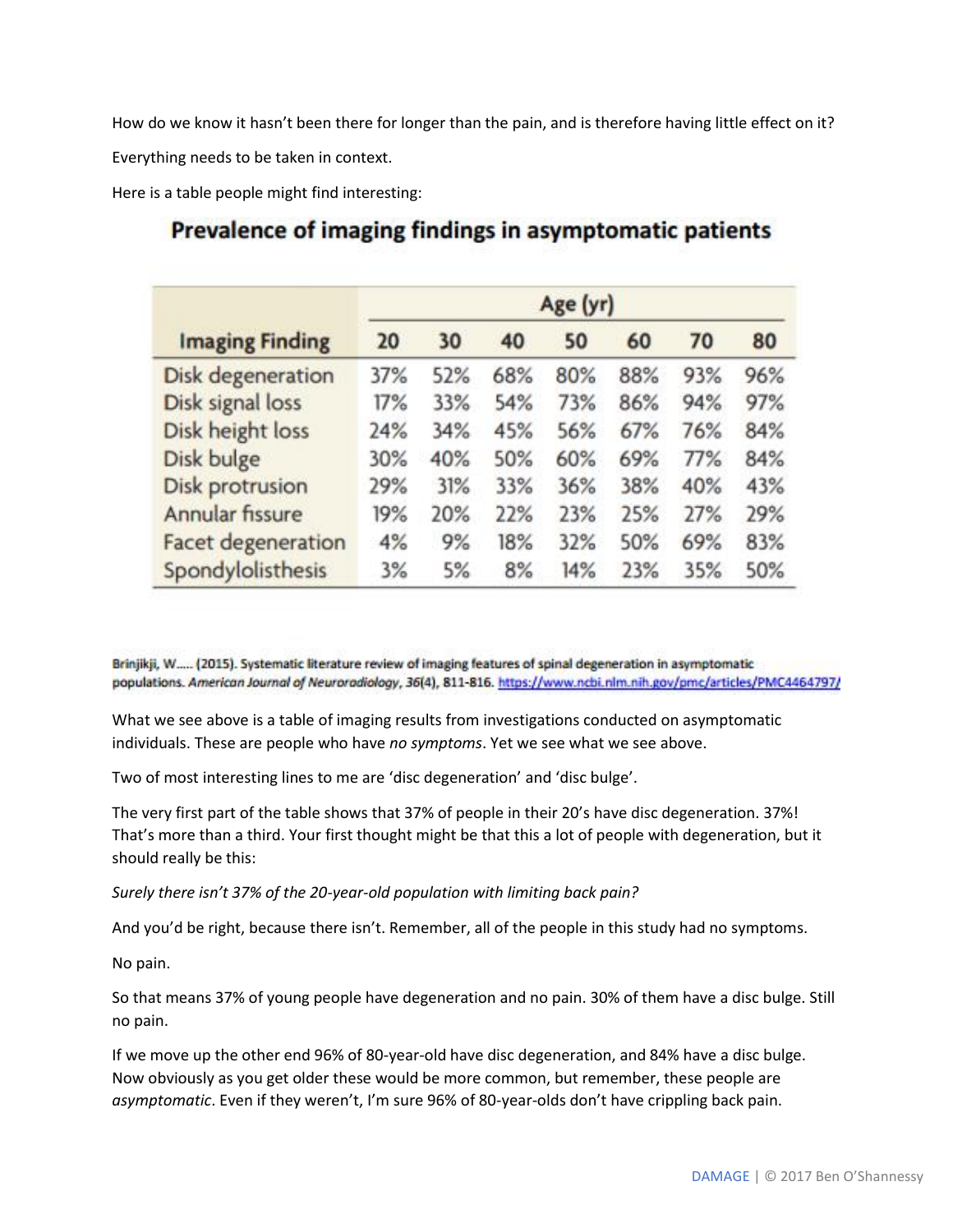How do we know it hasn't been there for longer than the pain, and is therefore having little effect on it?

Everything needs to be taken in context.

Here is a table people might find interesting:

## Prevalence of imaging findings in asymptomatic patients

| Imaging Finding | Age (yr) | | | | | | |
|---|---|---|---|---|---|---|---|
| | 20 | 30 | 40 | 50 | 60 | 70 | 80 |
| Disk degeneration | 37% | 52% | 68% | 80% | 88% | 93% | 96% |
| Disk signal loss | 17% | 33% | 54% | 73% | 86% | 94% | 97% |
| Disk height loss | 24% | 34% | 45% | 56% | 67% | 76% | 84% |
| Disk bulge | 30% | 40% | 50% | 60% | 69% | 77% | 84% |
| Disk protrusion | 29% | 31% | 33% | 36% | 38% | 40% | 43% |
| Annular fissure | 19% | 20% | 22% | 23% | 25% | 27% | 29% |
| Facet degeneration | 4% | 9% | 18% | 32% | 50% | 69% | 83% |
| Spondylolisthesis | 3% | 5% | 8% | 14% | 23% | 35% | 50% |

Brinjikji, W..... (2015). Systematic literature review of imaging features of spinal degeneration in asymptomatic populations. *American Journal of Neuroradiology*, 36(4), 811-816. https://www.ncbi.nlm.nih.gov/pmc/articles/PMC4464797/

What we see above is a table of imaging results from investigations conducted on asymptomatic individuals. These are people who have *no symptoms*. Yet we see what we see above.

Two of most interesting lines to me are 'disc degeneration' and 'disc bulge'.

The very first part of the table shows that 37% of people in their 20's have disc degeneration. 37%! That's more than a third. Your first thought might be that this a lot of people with degeneration, but it should really be this:

*Surely there isn't 37% of the 20-year-old population with limiting back pain?*

And you'd be right, because there isn't. Remember, all of the people in this study had no symptoms.

No pain.

So that means 37% of young people have degeneration and no pain. 30% of them have a disc bulge. Still no pain.

If we move up the other end 96% of 80-year-old have disc degeneration, and 84% have a disc bulge. Now obviously as you get older these would be more common, but remember, these people are *asymptomatic*. Even if they weren't, I'm sure 96% of 80-year-olds don't have crippling back pain.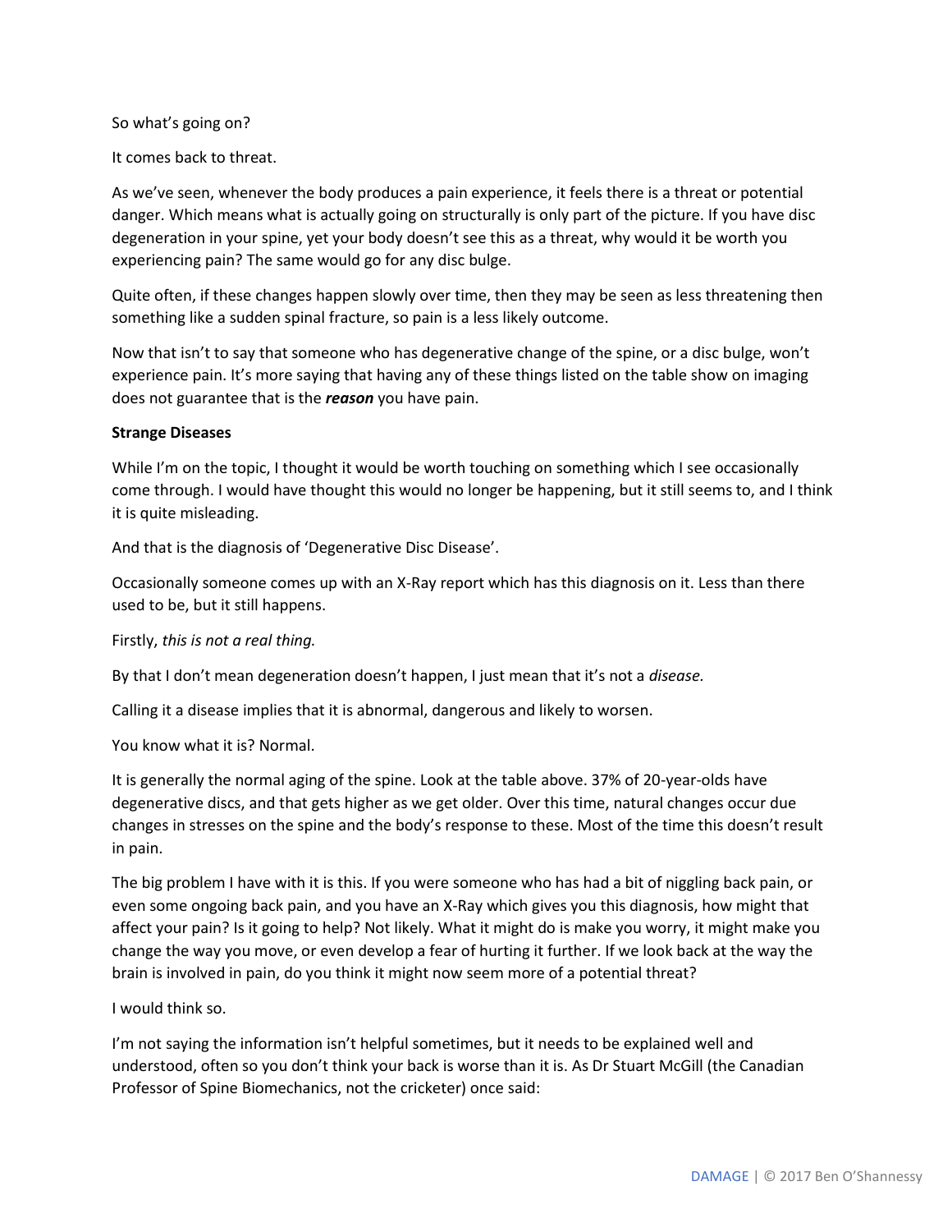So what's going on?

It comes back to threat.

As we've seen, whenever the body produces a pain experience, it feels there is a threat or potential danger. Which means what is actually going on structurally is only part of the picture. If you have disc degeneration in your spine, yet your body doesn't see this as a threat, why would it be worth you experiencing pain? The same would go for any disc bulge.

Quite often, if these changes happen slowly over time, then they may be seen as less threatening then something like a sudden spinal fracture, so pain is a less likely outcome.

Now that isn't to say that someone who has degenerative change of the spine, or a disc bulge, won't experience pain. It's more saying that having any of these things listed on the table show on imaging does not guarantee that is the ***reason*** you have pain.

**Strange Diseases**

While I'm on the topic, I thought it would be worth touching on something which I see occasionally come through. I would have thought this would no longer be happening, but it still seems to, and I think it is quite misleading.

And that is the diagnosis of 'Degenerative Disc Disease'.

Occasionally someone comes up with an X-Ray report which has this diagnosis on it. Less than there used to be, but it still happens.

Firstly, *this is not a real thing.*

By that I don't mean degeneration doesn't happen, I just mean that it's not a *disease.*

Calling it a disease implies that it is abnormal, dangerous and likely to worsen.

You know what it is? Normal.

It is generally the normal aging of the spine. Look at the table above. 37% of 20-year-olds have degenerative discs, and that gets higher as we get older. Over this time, natural changes occur due changes in stresses on the spine and the body's response to these. Most of the time this doesn't result in pain.

The big problem I have with it is this. If you were someone who has had a bit of niggling back pain, or even some ongoing back pain, and you have an X-Ray which gives you this diagnosis, how might that affect your pain? Is it going to help? Not likely. What it might do is make you worry, it might make you change the way you move, or even develop a fear of hurting it further. If we look back at the way the brain is involved in pain, do you think it might now seem more of a potential threat?

I would think so.

I'm not saying the information isn't helpful sometimes, but it needs to be explained well and understood, often so you don't think your back is worse than it is. As Dr Stuart McGill (the Canadian Professor of Spine Biomechanics, not the cricketer) once said: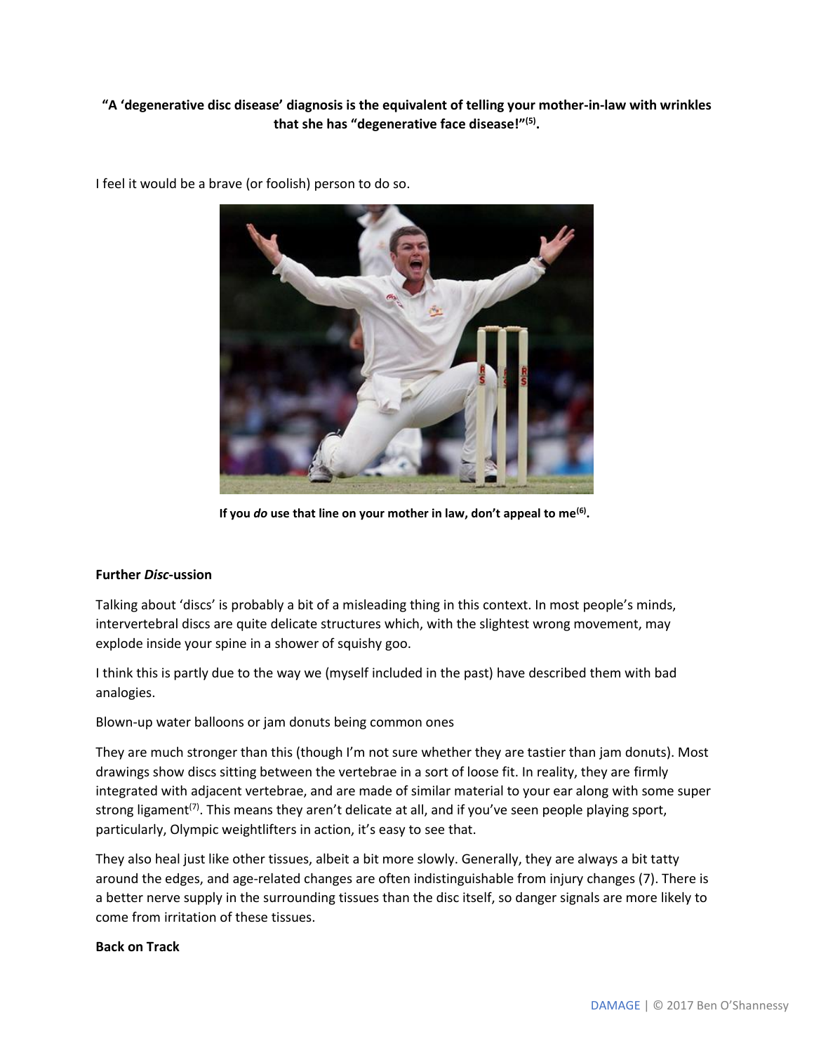**"A 'degenerative disc disease' diagnosis is the equivalent of telling your mother-in-law with wrinkles that she has "degenerative face disease!"[5].**

I feel it would be a brave (or foolish) person to do so.

**If you *do* use that line on your mother in law, don't appeal to me[6].**

**Further *Disc*-ussion**

Talking about 'discs' is probably a bit of a misleading thing in this context. In most people's minds, intervertebral discs are quite delicate structures which, with the slightest wrong movement, may explode inside your spine in a shower of squishy goo.

I think this is partly due to the way we (myself included in the past) have described them with bad analogies.

Blown-up water balloons or jam donuts being common ones

They are much stronger than this (though I'm not sure whether they are tastier than jam donuts). Most drawings show discs sitting between the vertebrae in a sort of loose fit. In reality, they are firmly integrated with adjacent vertebrae, and are made of similar material to your ear along with some super strong ligament[7]. This means they aren't delicate at all, and if you've seen people playing sport, particularly, Olympic weightlifters in action, it's easy to see that.

They also heal just like other tissues, albeit a bit more slowly. Generally, they are always a bit tatty around the edges, and age-related changes are often indistinguishable from injury changes (7). There is a better nerve supply in the surrounding tissues than the disc itself, so danger signals are more likely to come from irritation of these tissues.

**Back on Track**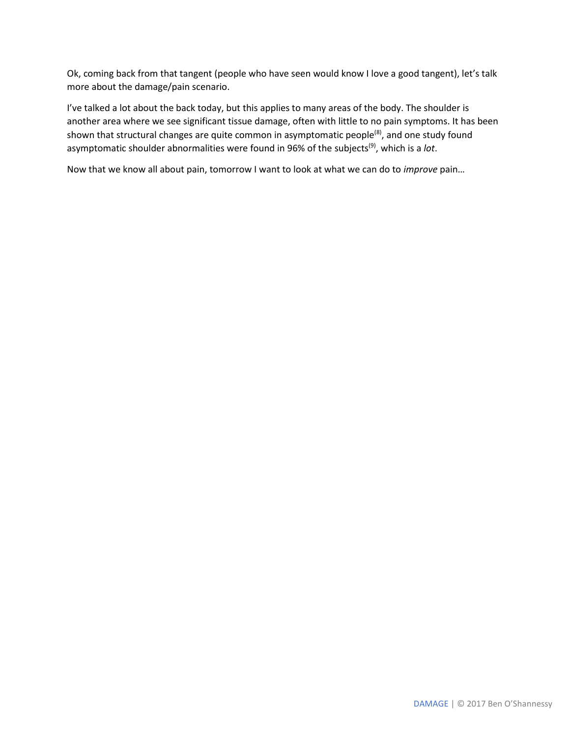Ok, coming back from that tangent (people who have seen would know I love a good tangent), let's talk more about the damage/pain scenario.

I've talked a lot about the back today, but this applies to many areas of the body. The shoulder is another area where we see significant tissue damage, often with little to no pain symptoms. It has been shown that structural changes are quite common in asymptomatic people[8], and one study found asymptomatic shoulder abnormalities were found in 96% of the subjects[9], which is a *lot*.

Now that we know all about pain, tomorrow I want to look at what we can do to *improve* pain…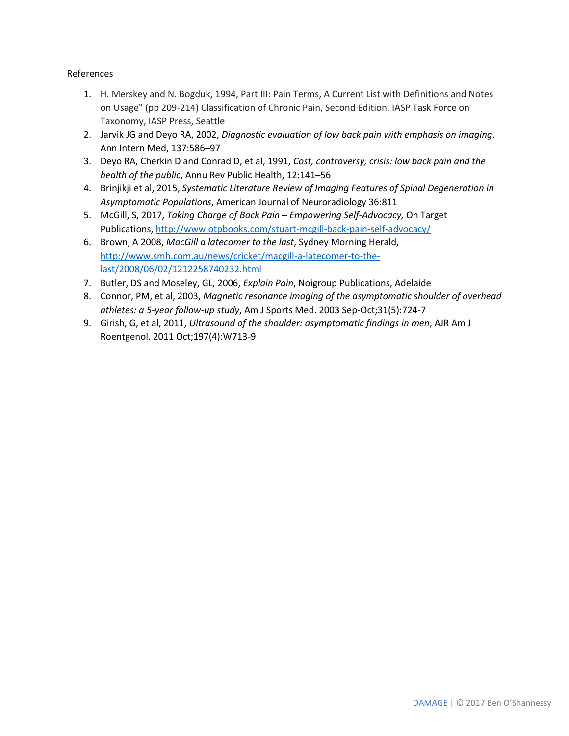References

1. H. Merskey and N. Bogduk, 1994, Part III: Pain Terms, A Current List with Definitions and Notes on Usage" (pp 209-214) Classification of Chronic Pain, Second Edition, IASP Task Force on Taxonomy, IASP Press, Seattle
2. Jarvik JG and Deyo RA, 2002, *Diagnostic evaluation of low back pain with emphasis on imaging*. Ann Intern Med, 137:586–97
3. Deyo RA, Cherkin D and Conrad D, et al, 1991, *Cost, controversy, crisis: low back pain and the health of the public*, Annu Rev Public Health, 12:141–56
4. Brinjikji et al, 2015, *Systematic Literature Review of Imaging Features of Spinal Degeneration in Asymptomatic Populations*, American Journal of Neuroradiology 36:811
5. McGill, S, 2017, *Taking Charge of Back Pain – Empowering Self-Advocacy,* On Target Publications, http://www.otpbooks.com/stuart-mcgill-back-pain-self-advocacy/
6. Brown, A 2008, *MacGill a latecomer to the last*, Sydney Morning Herald, http://www.smh.com.au/news/cricket/macgill-a-latecomer-to-the-last/2008/06/02/1212258740232.html
7. Butler, DS and Moseley, GL, 2006, *Explain Pain*, Noigroup Publications, Adelaide
8. Connor, PM, et al, 2003, *Magnetic resonance imaging of the asymptomatic shoulder of overhead athletes: a 5-year follow-up study*, Am J Sports Med. 2003 Sep-Oct;31(5):724-7
9. Girish, G, et al, 2011, *Ultrasound of the shoulder: asymptomatic findings in men*, AJR Am J Roentgenol. 2011 Oct;197(4):W713-9